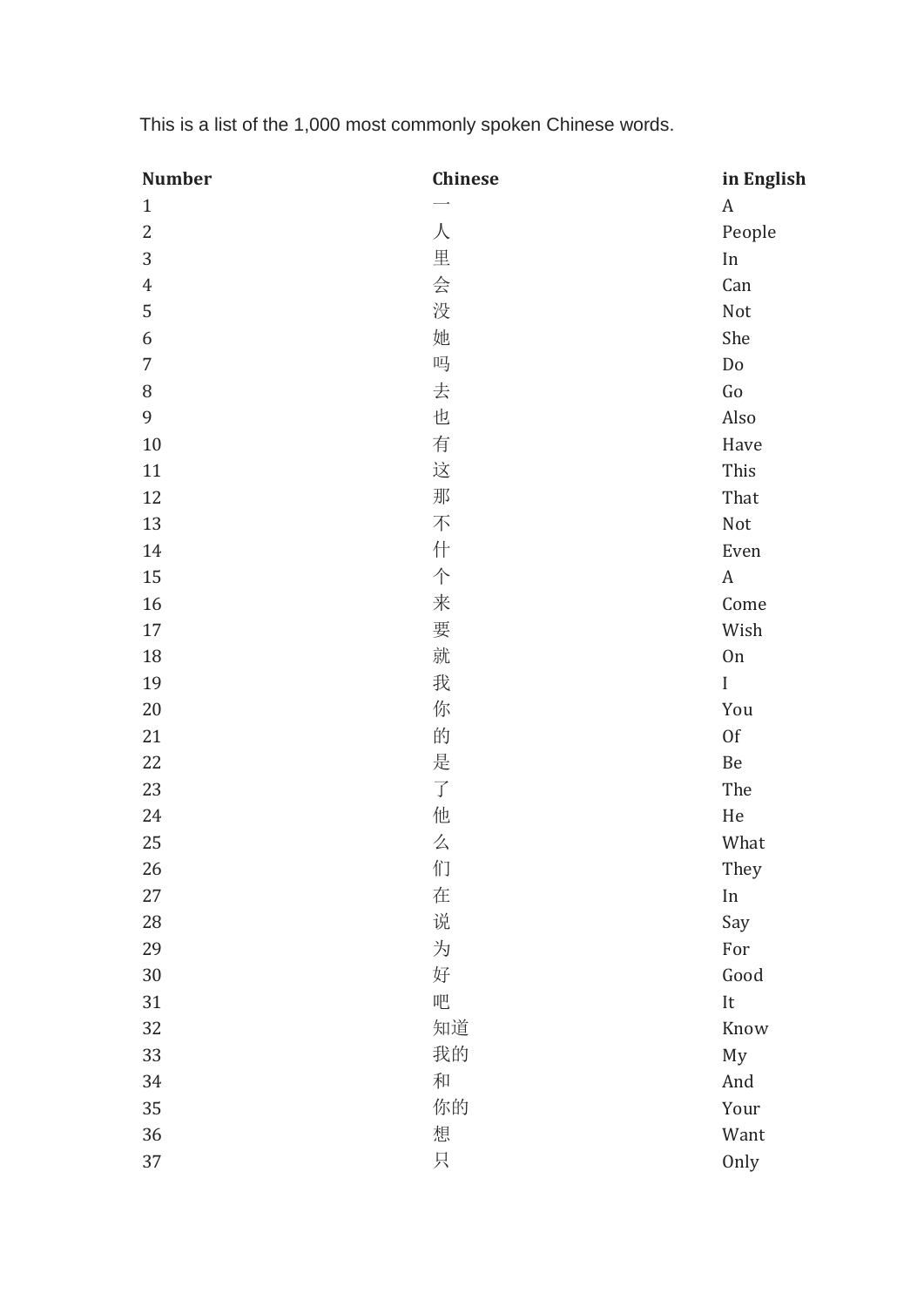This is a list of the 1,000 most commonly spoken Chinese words.

| Number | Chinese | in English |
| --- | --- | --- |
| 1 | 一 | A |
| 2 | 人 | People |
| 3 | 里 | In |
| 4 | 会 | Can |
| 5 | 没 | Not |
| 6 | 她 | She |
| 7 | 吗 | Do |
| 8 | 去 | Go |
| 9 | 也 | Also |
| 10 | 有 | Have |
| 11 | 这 | This |
| 12 | 那 | That |
| 13 | 不 | Not |
| 14 | 什 | Even |
| 15 | 个 | A |
| 16 | 来 | Come |
| 17 | 要 | Wish |
| 18 | 就 | On |
| 19 | 我 | I |
| 20 | 你 | You |
| 21 | 的 | Of |
| 22 | 是 | Be |
| 23 | 了 | The |
| 24 | 他 | He |
| 25 | 么 | What |
| 26 | 们 | They |
| 27 | 在 | In |
| 28 | 说 | Say |
| 29 | 为 | For |
| 30 | 好 | Good |
| 31 | 吧 | It |
| 32 | 知道 | Know |
| 33 | 我的 | My |
| 34 | 和 | And |
| 35 | 你的 | Your |
| 36 | 想 | Want |
| 37 | 只 | Only |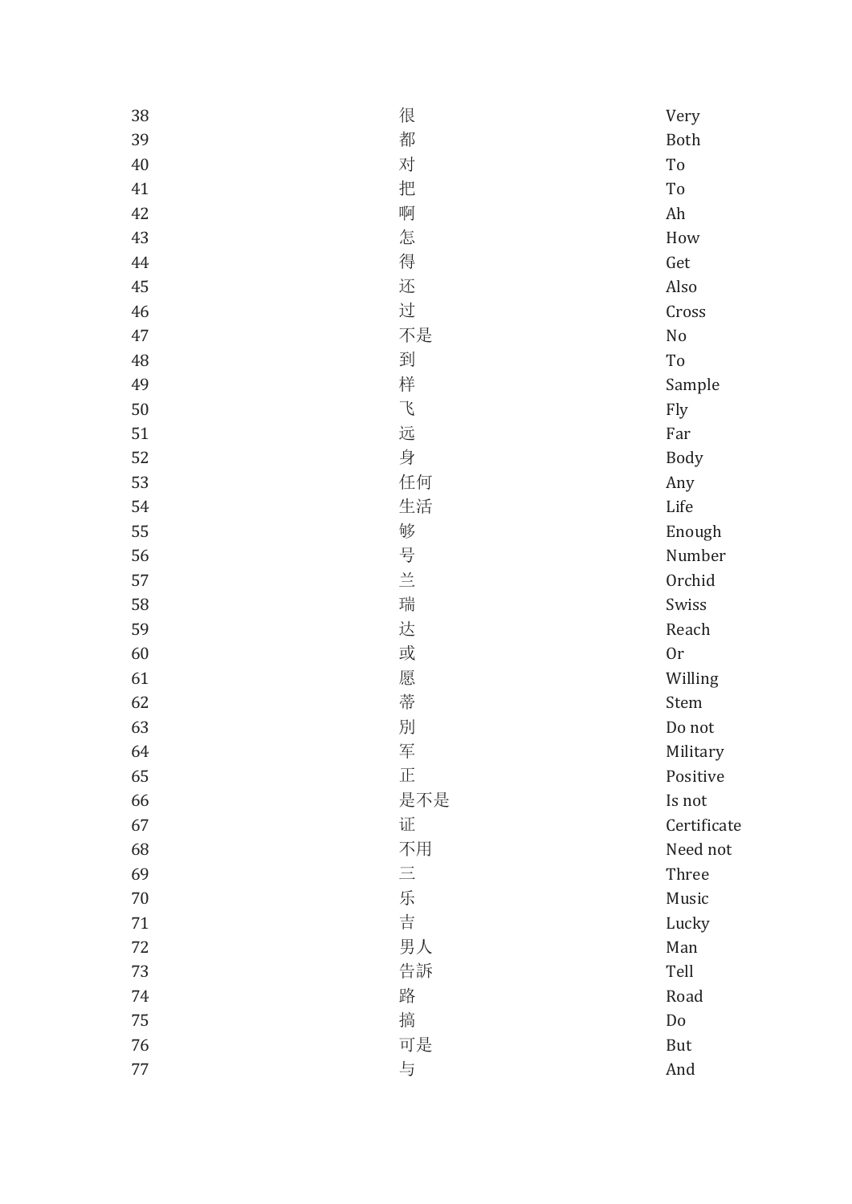| | | |
|---|---|---|
| 38 | 很 | Very |
| 39 | 都 | Both |
| 40 | 对 | To |
| 41 | 把 | To |
| 42 | 啊 | Ah |
| 43 | 怎 | How |
| 44 | 得 | Get |
| 45 | 还 | Also |
| 46 | 过 | Cross |
| 47 | 不是 | No |
| 48 | 到 | To |
| 49 | 样 | Sample |
| 50 | 飞 | Fly |
| 51 | 远 | Far |
| 52 | 身 | Body |
| 53 | 任何 | Any |
| 54 | 生活 | Life |
| 55 | 够 | Enough |
| 56 | 号 | Number |
| 57 | 兰 | Orchid |
| 58 | 瑞 | Swiss |
| 59 | 达 | Reach |
| 60 | 或 | Or |
| 61 | 愿 | Willing |
| 62 | 蒂 | Stem |
| 63 | 别 | Do not |
| 64 | 军 | Military |
| 65 | 正 | Positive |
| 66 | 是不是 | Is not |
| 67 | 证 | Certificate |
| 68 | 不用 | Need not |
| 69 | 三 | Three |
| 70 | 乐 | Music |
| 71 | 吉 | Lucky |
| 72 | 男人 | Man |
| 73 | 告訴 | Tell |
| 74 | 路 | Road |
| 75 | 搞 | Do |
| 76 | 可是 | But |
| 77 | 与 | And |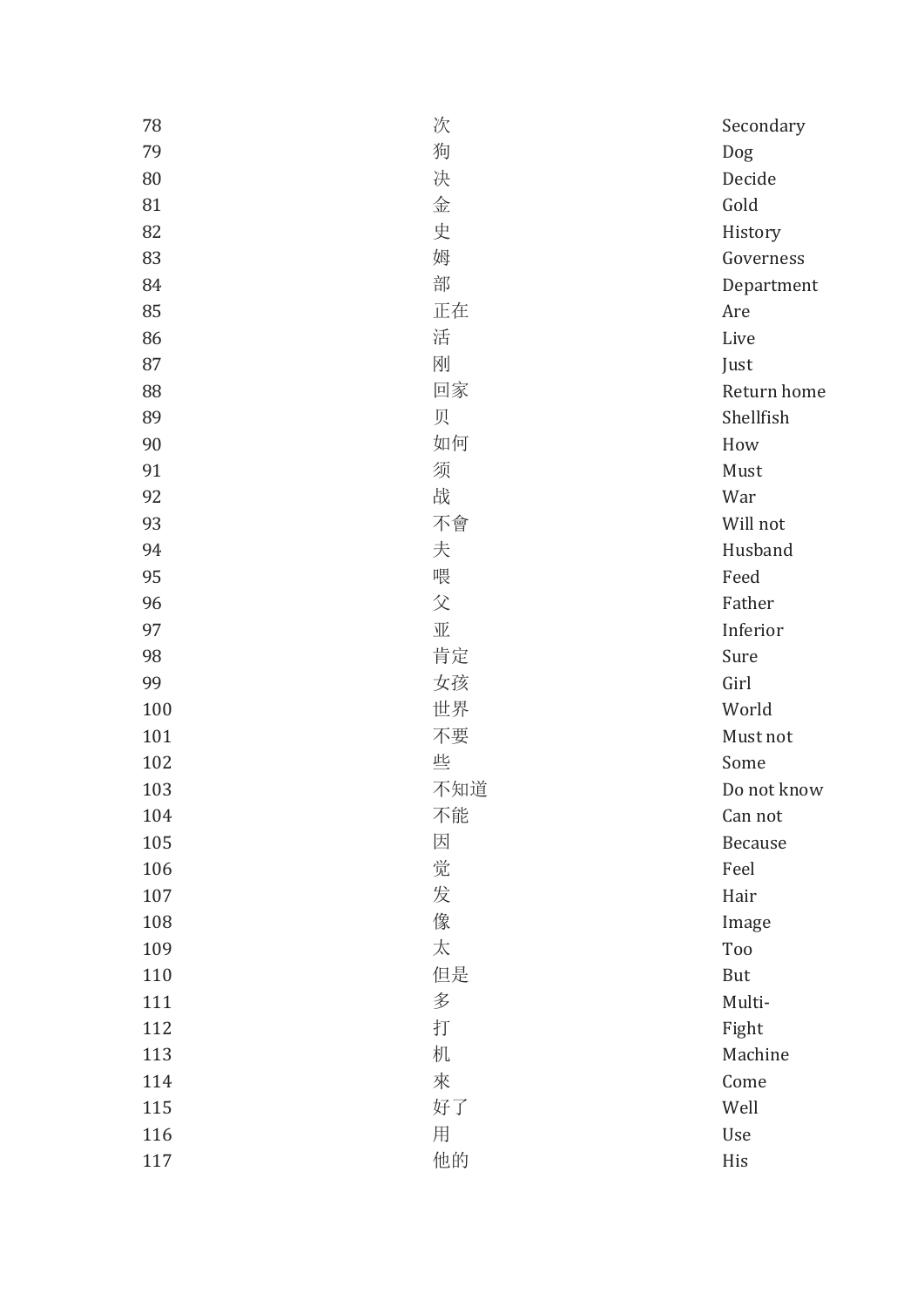| | | |
|---|---|---|
| 78 | 次 | Secondary |
| 79 | 狗 | Dog |
| 80 | 决 | Decide |
| 81 | 金 | Gold |
| 82 | 史 | History |
| 83 | 姆 | Governess |
| 84 | 部 | Department |
| 85 | 正在 | Are |
| 86 | 活 | Live |
| 87 | 刚 | Just |
| 88 | 回家 | Return home |
| 89 | 贝 | Shellfish |
| 90 | 如何 | How |
| 91 | 须 | Must |
| 92 | 战 | War |
| 93 | 不會 | Will not |
| 94 | 夫 | Husband |
| 95 | 喂 | Feed |
| 96 | 父 | Father |
| 97 | 亚 | Inferior |
| 98 | 肯定 | Sure |
| 99 | 女孩 | Girl |
| 100 | 世界 | World |
| 101 | 不要 | Must not |
| 102 | 些 | Some |
| 103 | 不知道 | Do not know |
| 104 | 不能 | Can not |
| 105 | 因 | Because |
| 106 | 觉 | Feel |
| 107 | 发 | Hair |
| 108 | 像 | Image |
| 109 | 太 | Too |
| 110 | 但是 | But |
| 111 | 多 | Multi- |
| 112 | 打 | Fight |
| 113 | 机 | Machine |
| 114 | 來 | Come |
| 115 | 好了 | Well |
| 116 | 用 | Use |
| 117 | 他的 | His |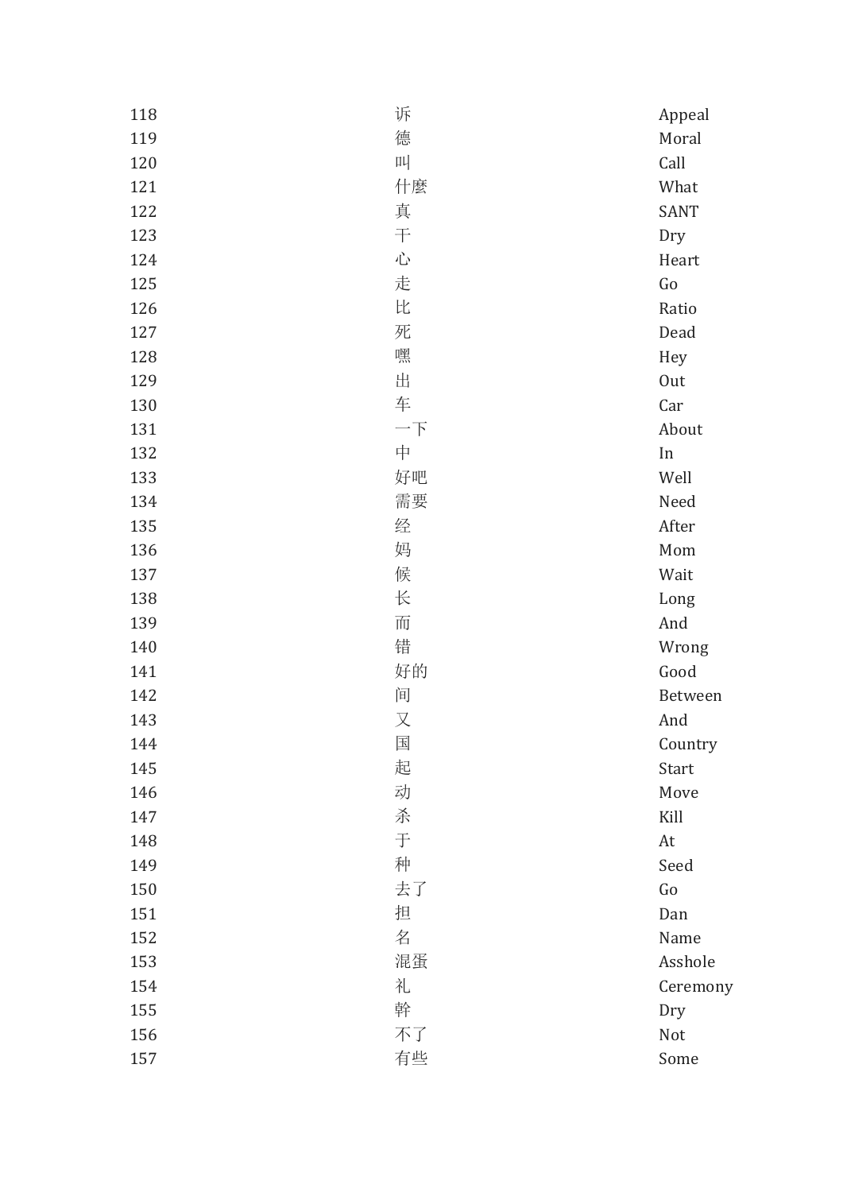| | | |
|---|---|---|
| 118 | 诉 | Appeal |
| 119 | 德 | Moral |
| 120 | 叫 | Call |
| 121 | 什麼 | What |
| 122 | 真 | SANT |
| 123 | 干 | Dry |
| 124 | 心 | Heart |
| 125 | 走 | Go |
| 126 | 比 | Ratio |
| 127 | 死 | Dead |
| 128 | 嘿 | Hey |
| 129 | 出 | Out |
| 130 | 车 | Car |
| 131 | 一下 | About |
| 132 | 中 | In |
| 133 | 好吧 | Well |
| 134 | 需要 | Need |
| 135 | 经 | After |
| 136 | 妈 | Mom |
| 137 | 候 | Wait |
| 138 | 长 | Long |
| 139 | 而 | And |
| 140 | 错 | Wrong |
| 141 | 好的 | Good |
| 142 | 间 | Between |
| 143 | 又 | And |
| 144 | 国 | Country |
| 145 | 起 | Start |
| 146 | 动 | Move |
| 147 | 杀 | Kill |
| 148 | 于 | At |
| 149 | 种 | Seed |
| 150 | 去了 | Go |
| 151 | 担 | Dan |
| 152 | 名 | Name |
| 153 | 混蛋 | Asshole |
| 154 | 礼 | Ceremony |
| 155 | 幹 | Dry |
| 156 | 不了 | Not |
| 157 | 有些 | Some |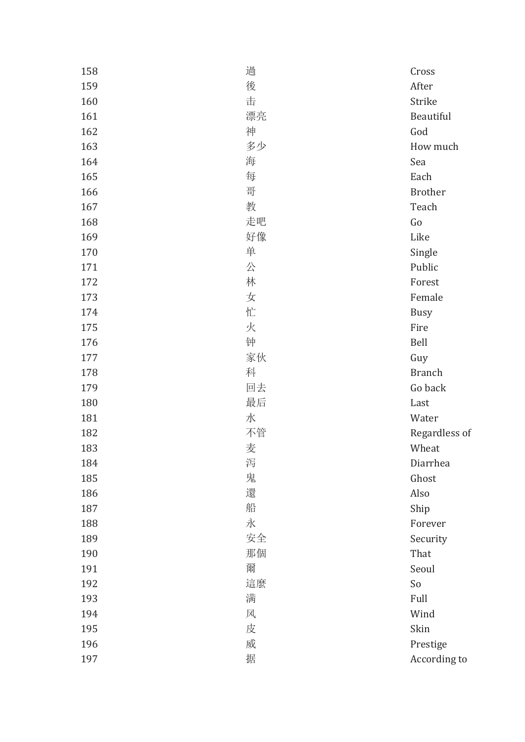| | | |
|---|---|---|
| 158 | 過 | Cross |
| 159 | 後 | After |
| 160 | 击 | Strike |
| 161 | 漂亮 | Beautiful |
| 162 | 神 | God |
| 163 | 多少 | How much |
| 164 | 海 | Sea |
| 165 | 每 | Each |
| 166 | 哥 | Brother |
| 167 | 教 | Teach |
| 168 | 走吧 | Go |
| 169 | 好像 | Like |
| 170 | 单 | Single |
| 171 | 公 | Public |
| 172 | 林 | Forest |
| 173 | 女 | Female |
| 174 | 忙 | Busy |
| 175 | 火 | Fire |
| 176 | 钟 | Bell |
| 177 | 家伙 | Guy |
| 178 | 科 | Branch |
| 179 | 回去 | Go back |
| 180 | 最后 | Last |
| 181 | 水 | Water |
| 182 | 不管 | Regardless of |
| 183 | 麦 | Wheat |
| 184 | 泻 | Diarrhea |
| 185 | 鬼 | Ghost |
| 186 | 還 | Also |
| 187 | 船 | Ship |
| 188 | 永 | Forever |
| 189 | 安全 | Security |
| 190 | 那個 | That |
| 191 | 爾 | Seoul |
| 192 | 這麼 | So |
| 193 | 满 | Full |
| 194 | 风 | Wind |
| 195 | 皮 | Skin |
| 196 | 威 | Prestige |
| 197 | 据 | According to |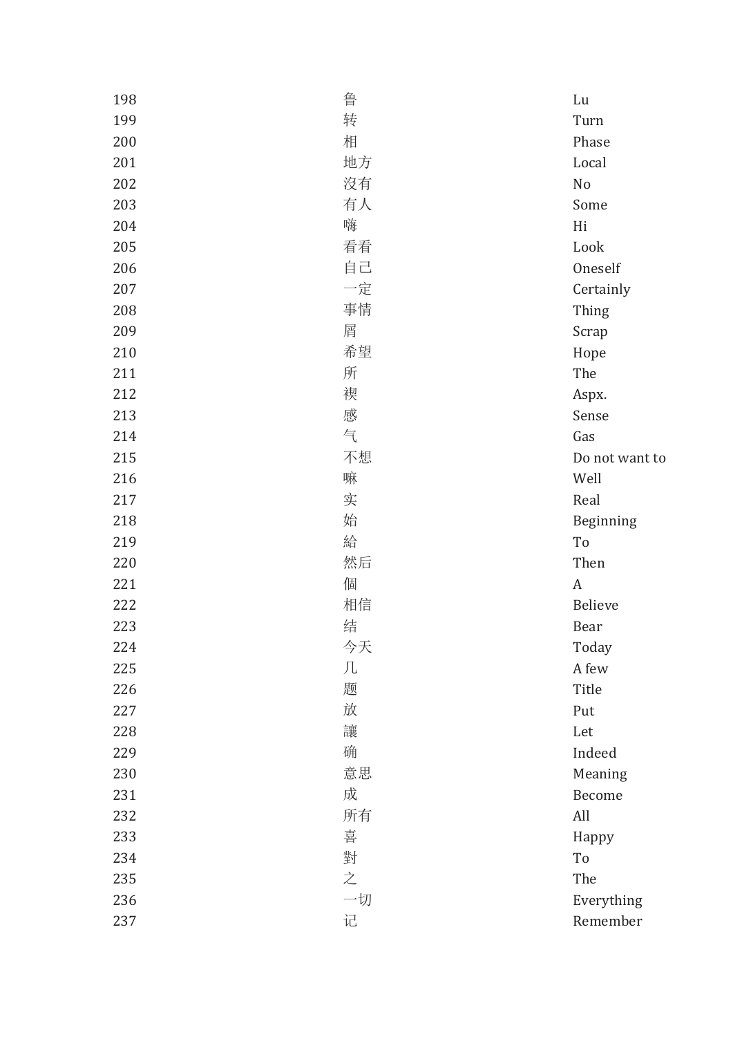| | | |
|---|---|---|
| 198 | 鲁 | Lu |
| 199 | 转 | Turn |
| 200 | 相 | Phase |
| 201 | 地方 | Local |
| 202 | 沒有 | No |
| 203 | 有人 | Some |
| 204 | 嗨 | Hi |
| 205 | 看看 | Look |
| 206 | 自己 | Oneself |
| 207 | 一定 | Certainly |
| 208 | 事情 | Thing |
| 209 | 屑 | Scrap |
| 210 | 希望 | Hope |
| 211 | 所 | The |
| 212 | 褉 | Aspx. |
| 213 | 感 | Sense |
| 214 | 气 | Gas |
| 215 | 不想 | Do not want to |
| 216 | 嘛 | Well |
| 217 | 实 | Real |
| 218 | 始 | Beginning |
| 219 | 給 | To |
| 220 | 然后 | Then |
| 221 | 個 | A |
| 222 | 相信 | Believe |
| 223 | 结 | Bear |
| 224 | 今天 | Today |
| 225 | 几 | A few |
| 226 | 题 | Title |
| 227 | 放 | Put |
| 228 | 讓 | Let |
| 229 | 确 | Indeed |
| 230 | 意思 | Meaning |
| 231 | 成 | Become |
| 232 | 所有 | All |
| 233 | 喜 | Happy |
| 234 | 對 | To |
| 235 | 之 | The |
| 236 | 一切 | Everything |
| 237 | 记 | Remember |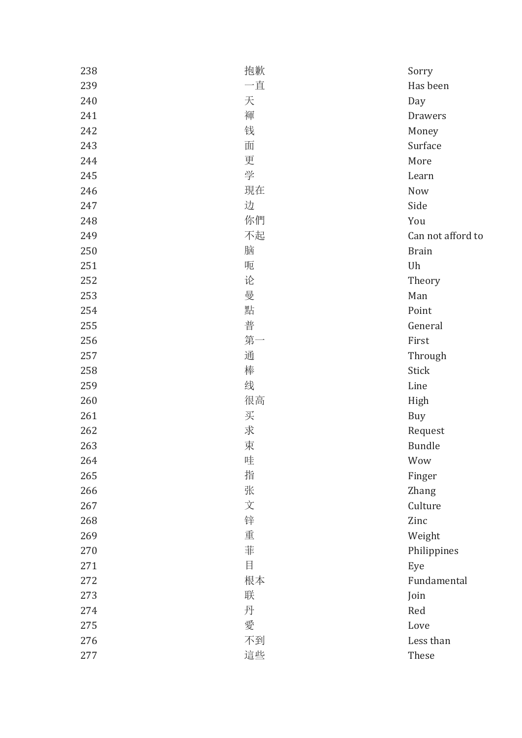| | | |
|---|---|---|
| 238 | 抱歉 | Sorry |
| 239 | 一直 | Has been |
| 240 | 天 | Day |
| 241 | 褌 | Drawers |
| 242 | 钱 | Money |
| 243 | 面 | Surface |
| 244 | 更 | More |
| 245 | 学 | Learn |
| 246 | 現在 | Now |
| 247 | 边 | Side |
| 248 | 你們 | You |
| 249 | 不起 | Can not afford to |
| 250 | 脑 | Brain |
| 251 | 呃 | Uh |
| 252 | 论 | Theory |
| 253 | 曼 | Man |
| 254 | 點 | Point |
| 255 | 普 | General |
| 256 | 第一 | First |
| 257 | 通 | Through |
| 258 | 棒 | Stick |
| 259 | 线 | Line |
| 260 | 很高 | High |
| 261 | 买 | Buy |
| 262 | 求 | Request |
| 263 | 束 | Bundle |
| 264 | 哇 | Wow |
| 265 | 指 | Finger |
| 266 | 张 | Zhang |
| 267 | 文 | Culture |
| 268 | 锌 | Zinc |
| 269 | 重 | Weight |
| 270 | 菲 | Philippines |
| 271 | 目 | Eye |
| 272 | 根本 | Fundamental |
| 273 | 联 | Join |
| 274 | 丹 | Red |
| 275 | 愛 | Love |
| 276 | 不到 | Less than |
| 277 | 這些 | These |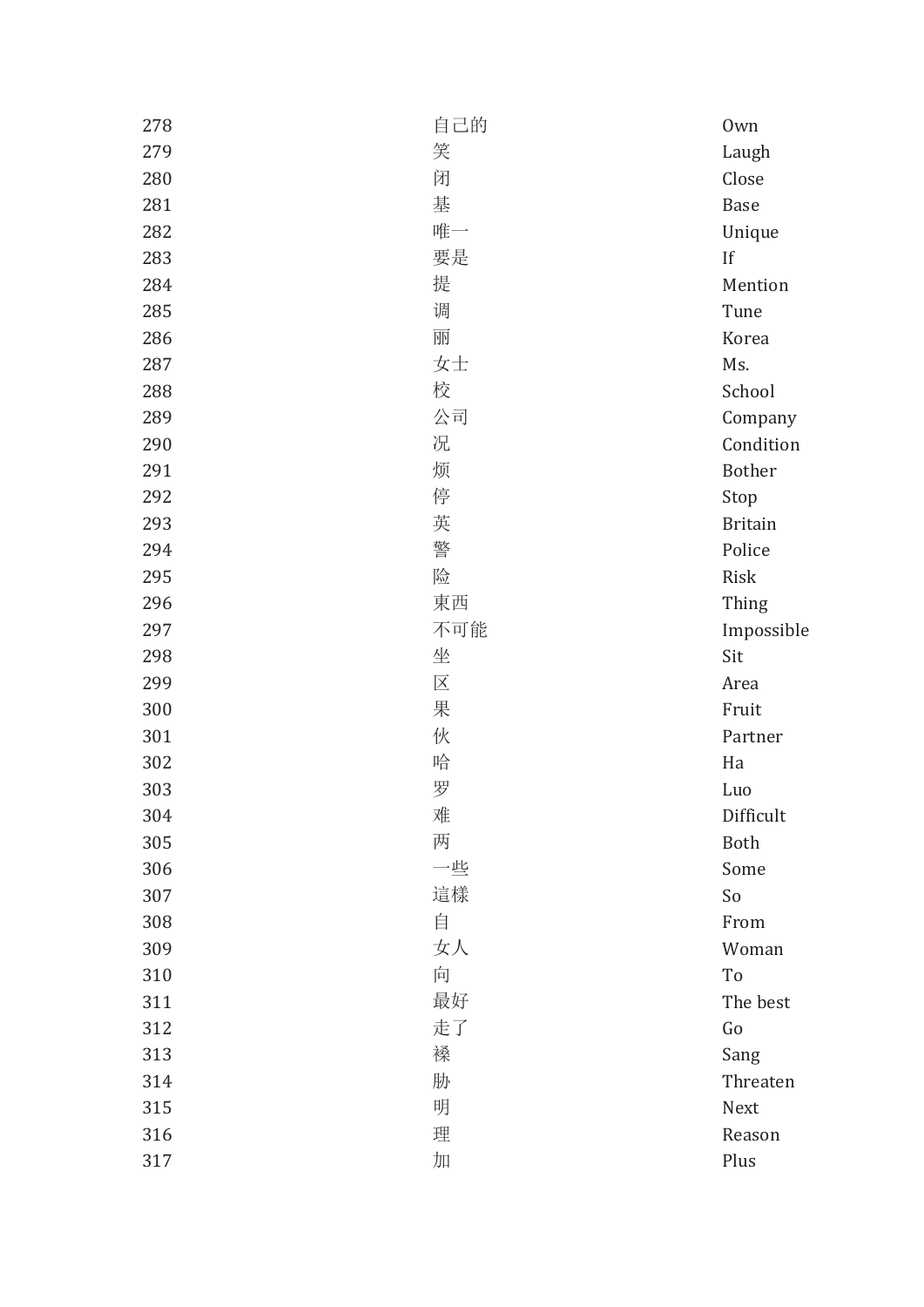| | | |
|---|---|---|
| 278 | 自己的 | Own |
| 279 | 笑 | Laugh |
| 280 | 闭 | Close |
| 281 | 基 | Base |
| 282 | 唯一 | Unique |
| 283 | 要是 | If |
| 284 | 提 | Mention |
| 285 | 调 | Tune |
| 286 | 丽 | Korea |
| 287 | 女士 | Ms. |
| 288 | 校 | School |
| 289 | 公司 | Company |
| 290 | 况 | Condition |
| 291 | 烦 | Bother |
| 292 | 停 | Stop |
| 293 | 英 | Britain |
| 294 | 警 | Police |
| 295 | 险 | Risk |
| 296 | 東西 | Thing |
| 297 | 不可能 | Impossible |
| 298 | 坐 | Sit |
| 299 | 区 | Area |
| 300 | 果 | Fruit |
| 301 | 伙 | Partner |
| 302 | 哈 | Ha |
| 303 | 罗 | Luo |
| 304 | 难 | Difficult |
| 305 | 两 | Both |
| 306 | 一些 | Some |
| 307 | 這樣 | So |
| 308 | 自 | From |
| 309 | 女人 | Woman |
| 310 | 向 | To |
| 311 | 最好 | The best |
| 312 | 走了 | Go |
| 313 | 樮 | Sang |
| 314 | 胁 | Threaten |
| 315 | 明 | Next |
| 316 | 理 | Reason |
| 317 | 加 | Plus |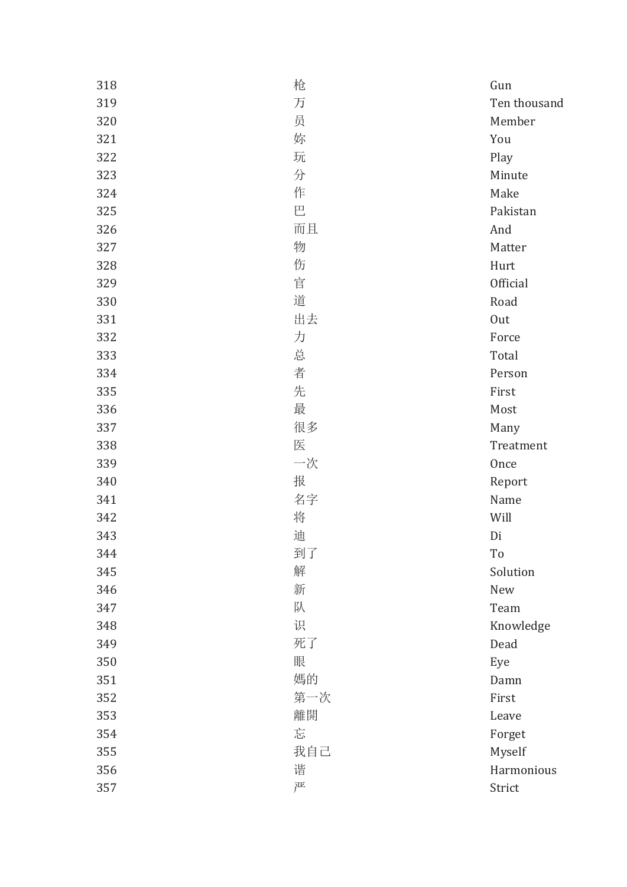| | | |
|---|---|---|
| 318 | 枪 | Gun |
| 319 | 万 | Ten thousand |
| 320 | 员 | Member |
| 321 | 妳 | You |
| 322 | 玩 | Play |
| 323 | 分 | Minute |
| 324 | 作 | Make |
| 325 | 巴 | Pakistan |
| 326 | 而且 | And |
| 327 | 物 | Matter |
| 328 | 伤 | Hurt |
| 329 | 官 | Official |
| 330 | 道 | Road |
| 331 | 出去 | Out |
| 332 | 力 | Force |
| 333 | 总 | Total |
| 334 | 者 | Person |
| 335 | 先 | First |
| 336 | 最 | Most |
| 337 | 很多 | Many |
| 338 | 医 | Treatment |
| 339 | 一次 | Once |
| 340 | 报 | Report |
| 341 | 名字 | Name |
| 342 | 将 | Will |
| 343 | 迪 | Di |
| 344 | 到了 | To |
| 345 | 解 | Solution |
| 346 | 新 | New |
| 347 | 队 | Team |
| 348 | 识 | Knowledge |
| 349 | 死了 | Dead |
| 350 | 眼 | Eye |
| 351 | 媽的 | Damn |
| 352 | 第一次 | First |
| 353 | 離開 | Leave |
| 354 | 忘 | Forget |
| 355 | 我自己 | Myself |
| 356 | 谐 | Harmonious |
| 357 | 严 | Strict |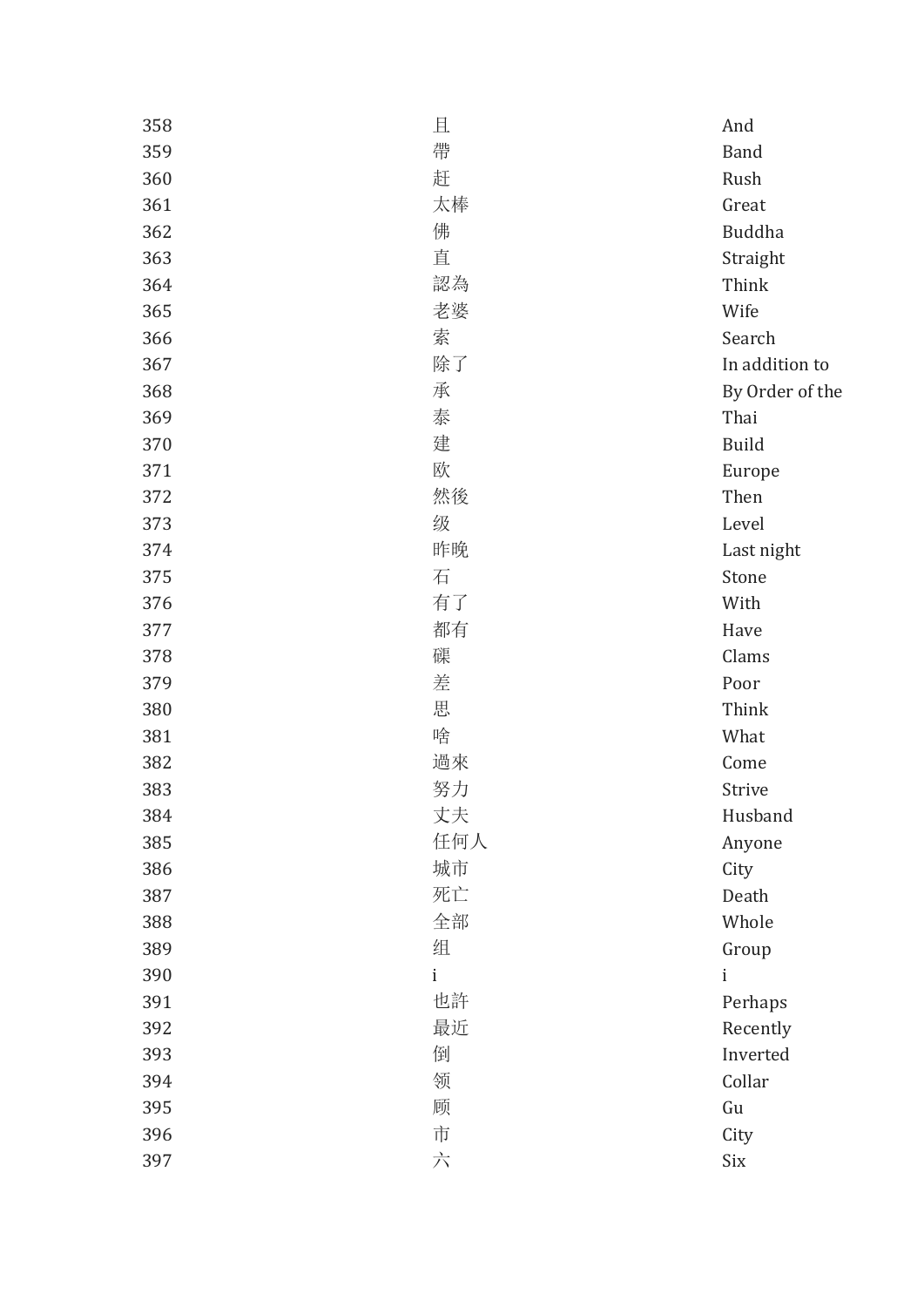| | | |
|---|---|---|
| 358 | 且 | And |
| 359 | 帶 | Band |
| 360 | 赶 | Rush |
| 361 | 太棒 | Great |
| 362 | 佛 | Buddha |
| 363 | 直 | Straight |
| 364 | 認為 | Think |
| 365 | 老婆 | Wife |
| 366 | 索 | Search |
| 367 | 除了 | In addition to |
| 368 | 承 | By Order of the |
| 369 | 泰 | Thai |
| 370 | 建 | Build |
| 371 | 欧 | Europe |
| 372 | 然後 | Then |
| 373 | 级 | Level |
| 374 | 昨晚 | Last night |
| 375 | 石 | Stone |
| 376 | 有了 | With |
| 377 | 都有 | Have |
| 378 | 磲 | Clams |
| 379 | 差 | Poor |
| 380 | 思 | Think |
| 381 | 啥 | What |
| 382 | 過來 | Come |
| 383 | 努力 | Strive |
| 384 | 丈夫 | Husband |
| 385 | 任何人 | Anyone |
| 386 | 城市 | City |
| 387 | 死亡 | Death |
| 388 | 全部 | Whole |
| 389 | 组 | Group |
| 390 | i | i |
| 391 | 也許 | Perhaps |
| 392 | 最近 | Recently |
| 393 | 倒 | Inverted |
| 394 | 领 | Collar |
| 395 | 顾 | Gu |
| 396 | 市 | City |
| 397 | 六 | Six |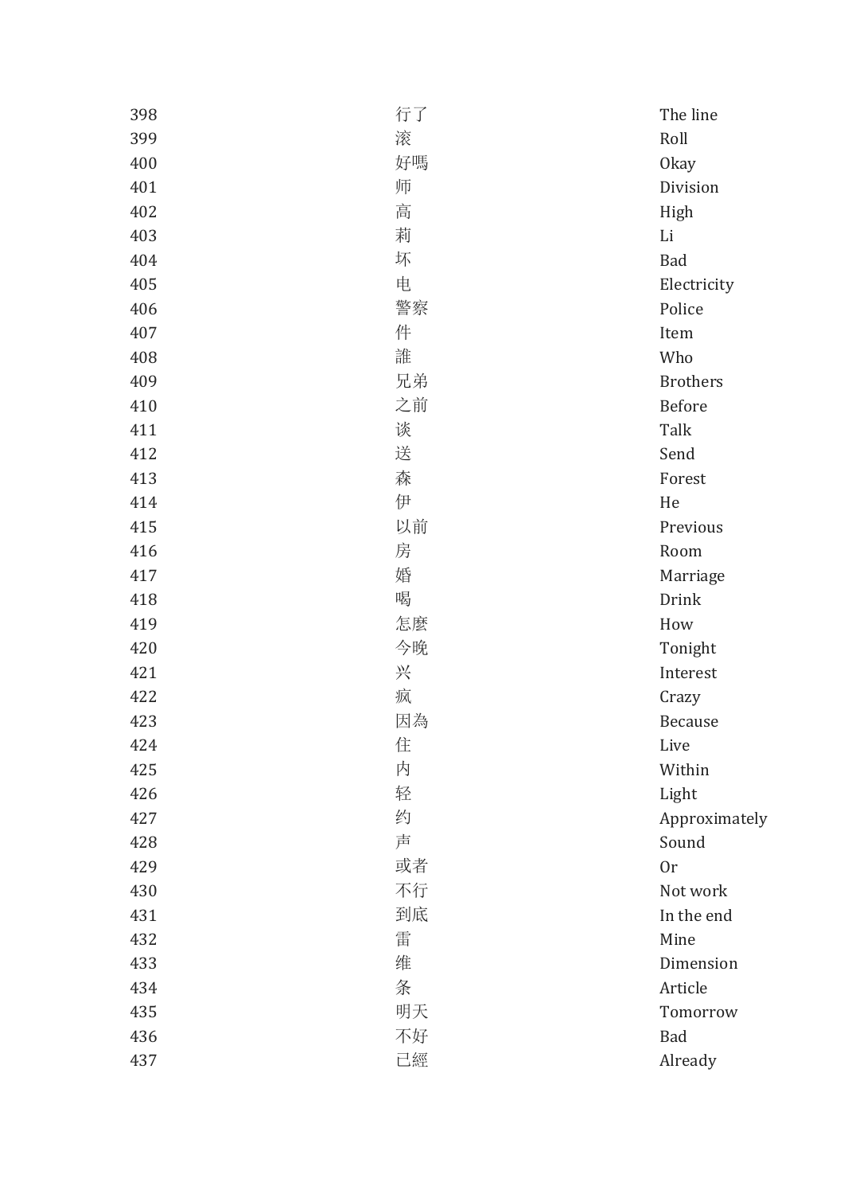| | | |
|---|---|---|
| 398 | 行了 | The line |
| 399 | 滚 | Roll |
| 400 | 好嗎 | Okay |
| 401 | 师 | Division |
| 402 | 高 | High |
| 403 | 莉 | Li |
| 404 | 坏 | Bad |
| 405 | 电 | Electricity |
| 406 | 警察 | Police |
| 407 | 件 | Item |
| 408 | 誰 | Who |
| 409 | 兄弟 | Brothers |
| 410 | 之前 | Before |
| 411 | 谈 | Talk |
| 412 | 送 | Send |
| 413 | 森 | Forest |
| 414 | 伊 | He |
| 415 | 以前 | Previous |
| 416 | 房 | Room |
| 417 | 婚 | Marriage |
| 418 | 喝 | Drink |
| 419 | 怎麼 | How |
| 420 | 今晚 | Tonight |
| 421 | 兴 | Interest |
| 422 | 疯 | Crazy |
| 423 | 因為 | Because |
| 424 | 住 | Live |
| 425 | 内 | Within |
| 426 | 轻 | Light |
| 427 | 约 | Approximately |
| 428 | 声 | Sound |
| 429 | 或者 | Or |
| 430 | 不行 | Not work |
| 431 | 到底 | In the end |
| 432 | 雷 | Mine |
| 433 | 维 | Dimension |
| 434 | 条 | Article |
| 435 | 明天 | Tomorrow |
| 436 | 不好 | Bad |
| 437 | 已經 | Already |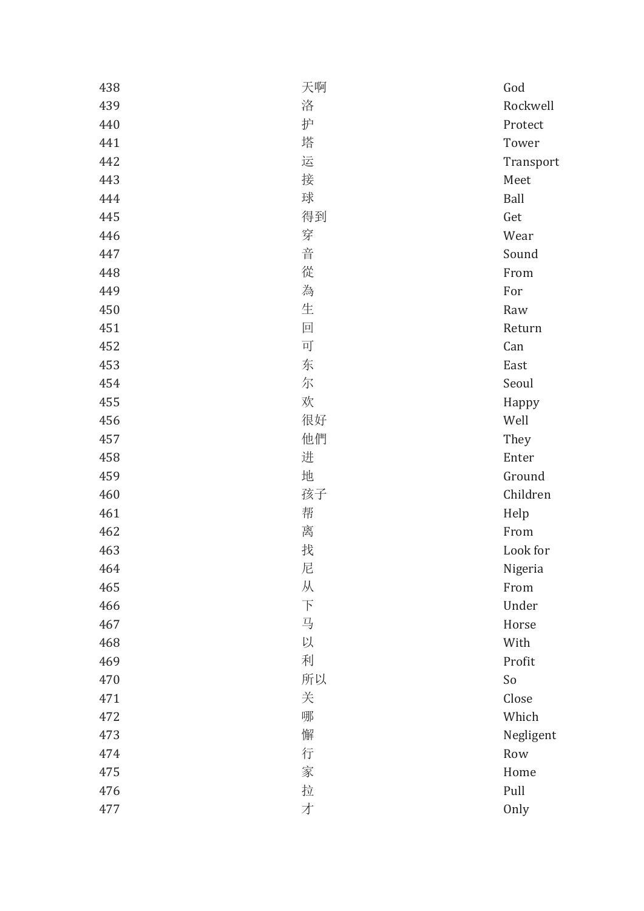| | | |
|---|---|---|
| 438 | 天啊 | God |
| 439 | 洛 | Rockwell |
| 440 | 护 | Protect |
| 441 | 塔 | Tower |
| 442 | 运 | Transport |
| 443 | 接 | Meet |
| 444 | 球 | Ball |
| 445 | 得到 | Get |
| 446 | 穿 | Wear |
| 447 | 音 | Sound |
| 448 | 從 | From |
| 449 | 為 | For |
| 450 | 生 | Raw |
| 451 | 回 | Return |
| 452 | 可 | Can |
| 453 | 东 | East |
| 454 | 尔 | Seoul |
| 455 | 欢 | Happy |
| 456 | 很好 | Well |
| 457 | 他們 | They |
| 458 | 进 | Enter |
| 459 | 地 | Ground |
| 460 | 孩子 | Children |
| 461 | 帮 | Help |
| 462 | 离 | From |
| 463 | 找 | Look for |
| 464 | 尼 | Nigeria |
| 465 | 从 | From |
| 466 | 下 | Under |
| 467 | 马 | Horse |
| 468 | 以 | With |
| 469 | 利 | Profit |
| 470 | 所以 | So |
| 471 | 关 | Close |
| 472 | 哪 | Which |
| 473 | 懈 | Negligent |
| 474 | 行 | Row |
| 475 | 家 | Home |
| 476 | 拉 | Pull |
| 477 | 才 | Only |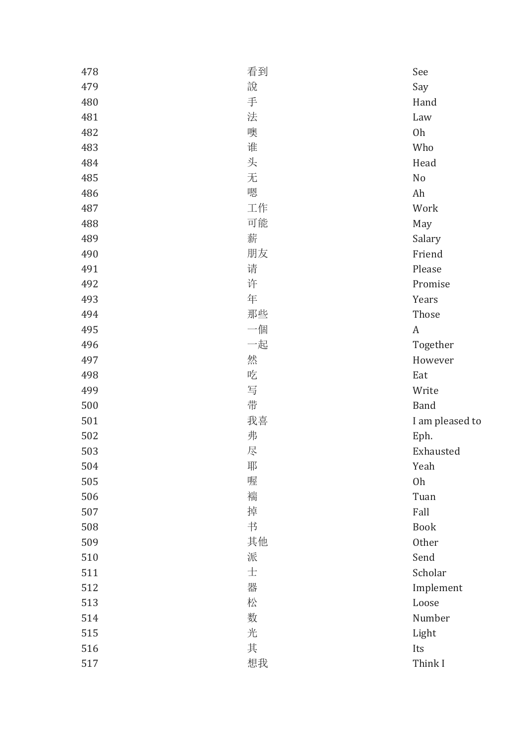| | | |
|---|---|---|
| 478 | 看到 | See |
| 479 | 說 | Say |
| 480 | 手 | Hand |
| 481 | 法 | Law |
| 482 | 噢 | Oh |
| 483 | 谁 | Who |
| 484 | 头 | Head |
| 485 | 无 | No |
| 486 | 嗯 | Ah |
| 487 | 工作 | Work |
| 488 | 可能 | May |
| 489 | 薪 | Salary |
| 490 | 朋友 | Friend |
| 491 | 请 | Please |
| 492 | 许 | Promise |
| 493 | 年 | Years |
| 494 | 那些 | Those |
| 495 | 一個 | A |
| 496 | 一起 | Together |
| 497 | 然 | However |
| 498 | 吃 | Eat |
| 499 | 写 | Write |
| 500 | 带 | Band |
| 501 | 我喜 | I am pleased to |
| 502 | 弗 | Eph. |
| 503 | 尽 | Exhausted |
| 504 | 耶 | Yeah |
| 505 | 喔 | Oh |
| 506 | 褍 | Tuan |
| 507 | 掉 | Fall |
| 508 | 书 | Book |
| 509 | 其他 | Other |
| 510 | 派 | Send |
| 511 | 士 | Scholar |
| 512 | 器 | Implement |
| 513 | 松 | Loose |
| 514 | 数 | Number |
| 515 | 光 | Light |
| 516 | 其 | Its |
| 517 | 想我 | Think I |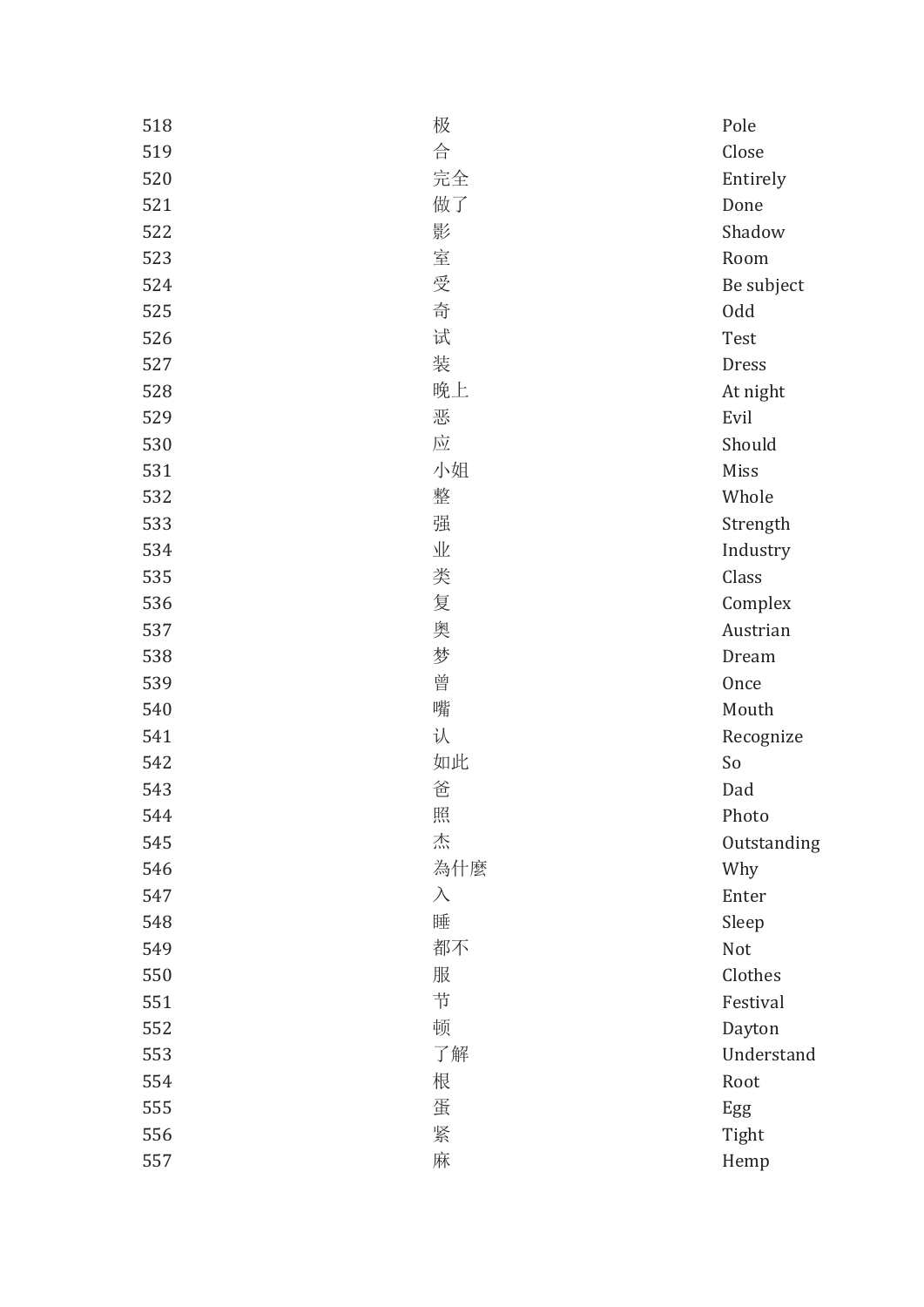| | | |
|---|---|---|
| 518 | 极 | Pole |
| 519 | 合 | Close |
| 520 | 完全 | Entirely |
| 521 | 做了 | Done |
| 522 | 影 | Shadow |
| 523 | 室 | Room |
| 524 | 受 | Be subject |
| 525 | 奇 | Odd |
| 526 | 试 | Test |
| 527 | 装 | Dress |
| 528 | 晚上 | At night |
| 529 | 恶 | Evil |
| 530 | 应 | Should |
| 531 | 小姐 | Miss |
| 532 | 整 | Whole |
| 533 | 强 | Strength |
| 534 | 业 | Industry |
| 535 | 类 | Class |
| 536 | 复 | Complex |
| 537 | 奥 | Austrian |
| 538 | 梦 | Dream |
| 539 | 曾 | Once |
| 540 | 嘴 | Mouth |
| 541 | 认 | Recognize |
| 542 | 如此 | So |
| 543 | 爸 | Dad |
| 544 | 照 | Photo |
| 545 | 杰 | Outstanding |
| 546 | 為什麼 | Why |
| 547 | 入 | Enter |
| 548 | 睡 | Sleep |
| 549 | 都不 | Not |
| 550 | 服 | Clothes |
| 551 | 节 | Festival |
| 552 | 顿 | Dayton |
| 553 | 了解 | Understand |
| 554 | 根 | Root |
| 555 | 蛋 | Egg |
| 556 | 紧 | Tight |
| 557 | 麻 | Hemp |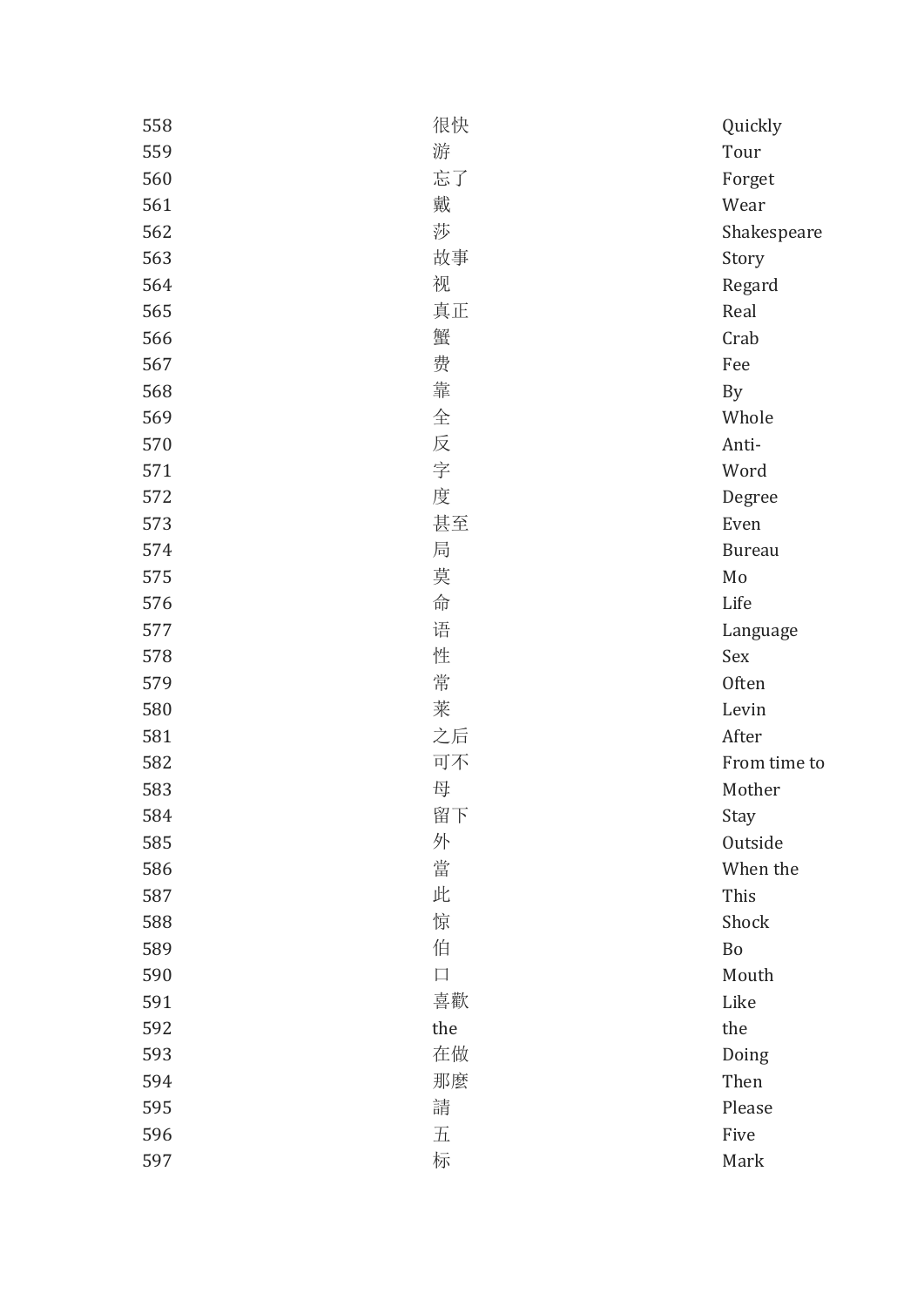| | | |
|---|---|---|
| 558 | 很快 | Quickly |
| 559 | 游 | Tour |
| 560 | 忘了 | Forget |
| 561 | 戴 | Wear |
| 562 | 莎 | Shakespeare |
| 563 | 故事 | Story |
| 564 | 视 | Regard |
| 565 | 真正 | Real |
| 566 | 蟹 | Crab |
| 567 | 费 | Fee |
| 568 | 靠 | By |
| 569 | 全 | Whole |
| 570 | 反 | Anti- |
| 571 | 字 | Word |
| 572 | 度 | Degree |
| 573 | 甚至 | Even |
| 574 | 局 | Bureau |
| 575 | 莫 | Mo |
| 576 | 命 | Life |
| 577 | 语 | Language |
| 578 | 性 | Sex |
| 579 | 常 | Often |
| 580 | 莱 | Levin |
| 581 | 之后 | After |
| 582 | 可不 | From time to |
| 583 | 母 | Mother |
| 584 | 留下 | Stay |
| 585 | 外 | Outside |
| 586 | 當 | When the |
| 587 | 此 | This |
| 588 | 惊 | Shock |
| 589 | 伯 | Bo |
| 590 | 口 | Mouth |
| 591 | 喜歡 | Like |
| 592 | the | the |
| 593 | 在做 | Doing |
| 594 | 那麼 | Then |
| 595 | 請 | Please |
| 596 | 五 | Five |
| 597 | 标 | Mark |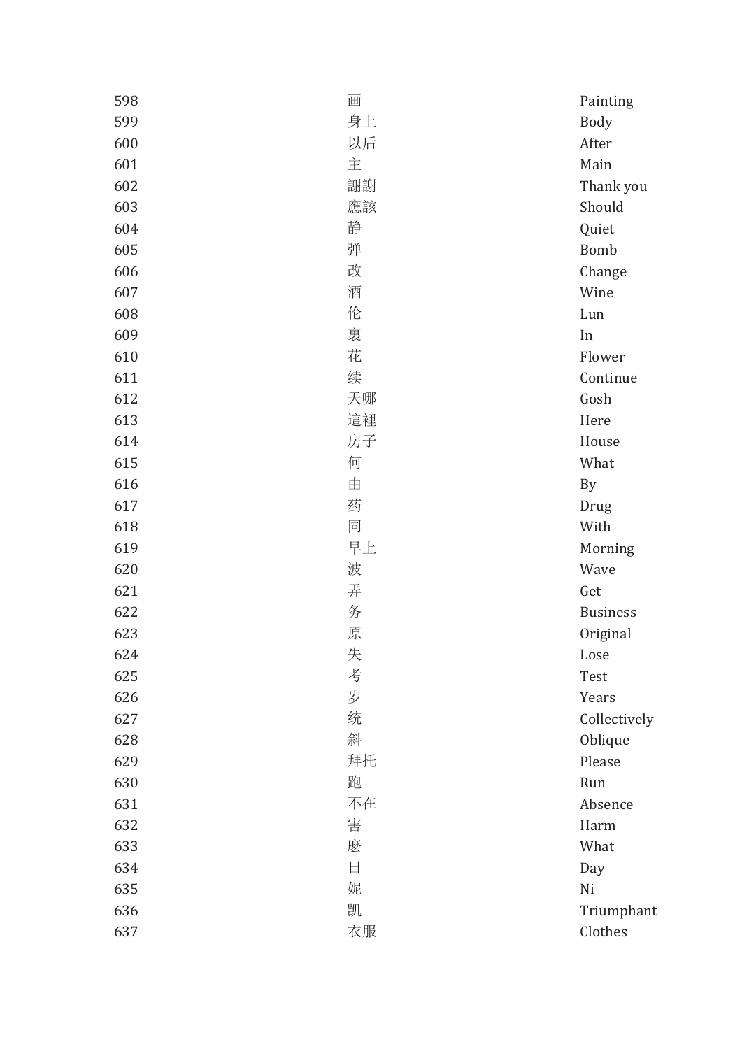| | | |
|---|---|---|
| 598 | 画 | Painting |
| 599 | 身上 | Body |
| 600 | 以后 | After |
| 601 | 主 | Main |
| 602 | 謝謝 | Thank you |
| 603 | 應該 | Should |
| 604 | 静 | Quiet |
| 605 | 弹 | Bomb |
| 606 | 改 | Change |
| 607 | 酒 | Wine |
| 608 | 伦 | Lun |
| 609 | 裏 | In |
| 610 | 花 | Flower |
| 611 | 续 | Continue |
| 612 | 天哪 | Gosh |
| 613 | 這裡 | Here |
| 614 | 房子 | House |
| 615 | 何 | What |
| 616 | 由 | By |
| 617 | 药 | Drug |
| 618 | 同 | With |
| 619 | 早上 | Morning |
| 620 | 波 | Wave |
| 621 | 弄 | Get |
| 622 | 务 | Business |
| 623 | 原 | Original |
| 624 | 失 | Lose |
| 625 | 考 | Test |
| 626 | 岁 | Years |
| 627 | 统 | Collectively |
| 628 | 斜 | Oblique |
| 629 | 拜托 | Please |
| 630 | 跑 | Run |
| 631 | 不在 | Absence |
| 632 | 害 | Harm |
| 633 | 麼 | What |
| 634 | 日 | Day |
| 635 | 妮 | Ni |
| 636 | 凯 | Triumphant |
| 637 | 衣服 | Clothes |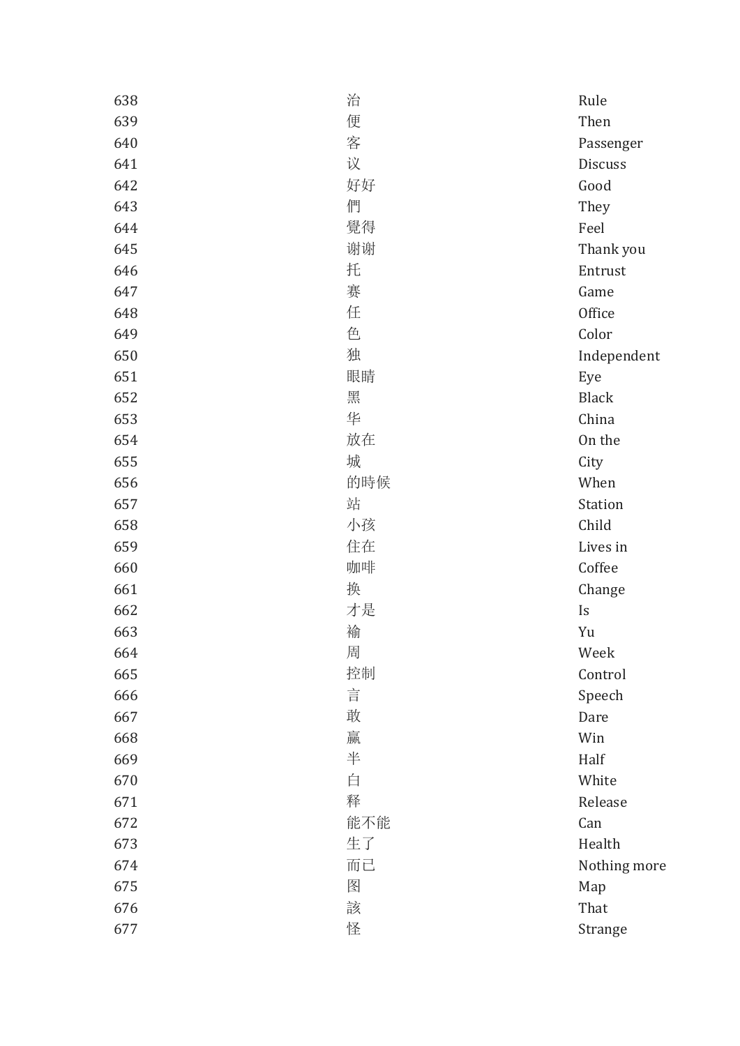| | | |
|---|---|---|
| 638 | 治 | Rule |
| 639 | 便 | Then |
| 640 | 客 | Passenger |
| 641 | 议 | Discuss |
| 642 | 好好 | Good |
| 643 | 們 | They |
| 644 | 覺得 | Feel |
| 645 | 谢谢 | Thank you |
| 646 | 托 | Entrust |
| 647 | 赛 | Game |
| 648 | 任 | Office |
| 649 | 色 | Color |
| 650 | 独 | Independent |
| 651 | 眼睛 | Eye |
| 652 | 黑 | Black |
| 653 | 华 | China |
| 654 | 放在 | On the |
| 655 | 城 | City |
| 656 | 的時候 | When |
| 657 | 站 | Station |
| 658 | 小孩 | Child |
| 659 | 住在 | Lives in |
| 660 | 咖啡 | Coffee |
| 661 | 换 | Change |
| 662 | 才是 | Is |
| 663 | 褕 | Yu |
| 664 | 周 | Week |
| 665 | 控制 | Control |
| 666 | 言 | Speech |
| 667 | 敢 | Dare |
| 668 | 赢 | Win |
| 669 | 半 | Half |
| 670 | 白 | White |
| 671 | 释 | Release |
| 672 | 能不能 | Can |
| 673 | 生了 | Health |
| 674 | 而已 | Nothing more |
| 675 | 图 | Map |
| 676 | 該 | That |
| 677 | 怪 | Strange |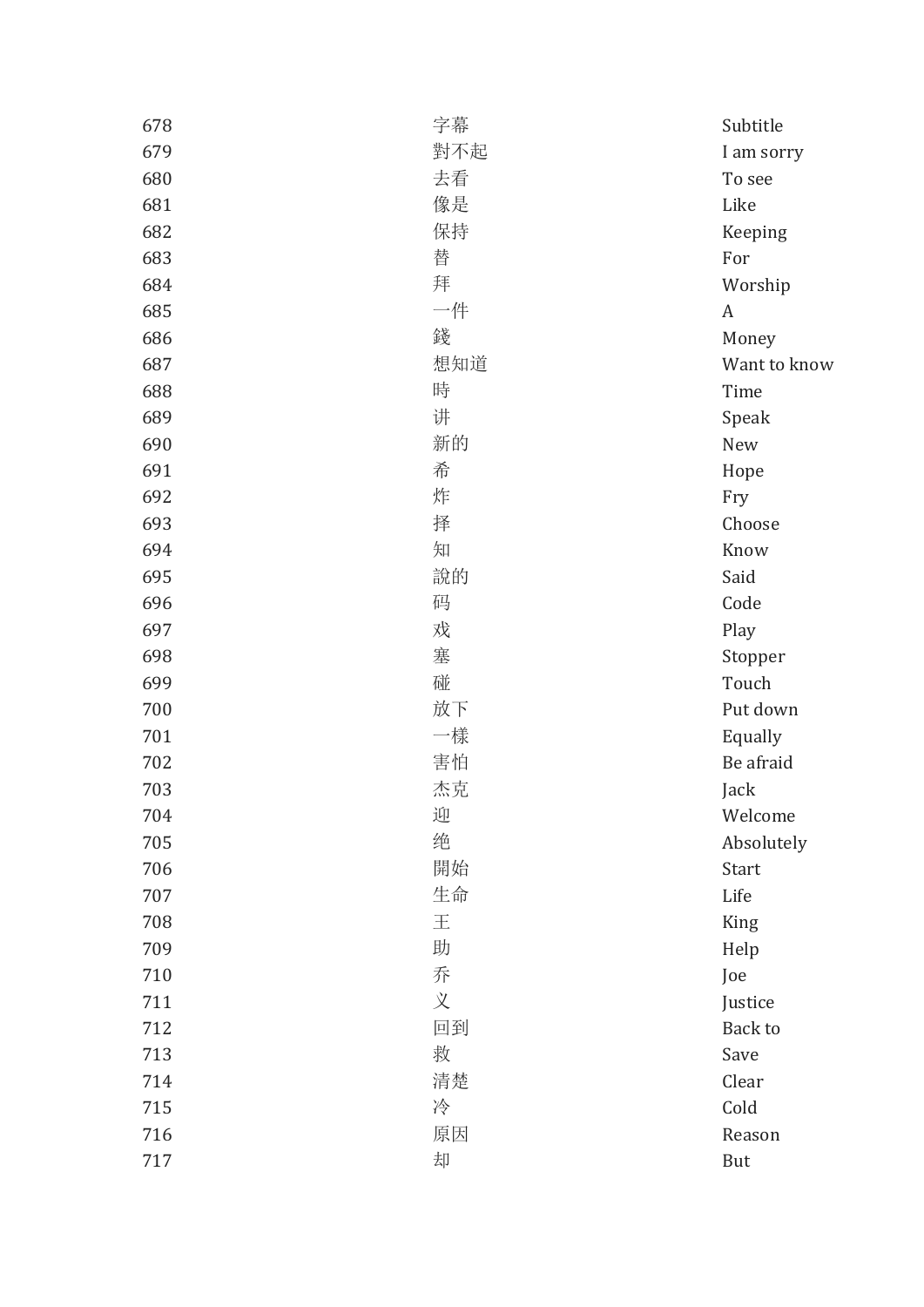| | | |
|---|---|---|
| 678 | 字幕 | Subtitle |
| 679 | 對不起 | I am sorry |
| 680 | 去看 | To see |
| 681 | 像是 | Like |
| 682 | 保持 | Keeping |
| 683 | 替 | For |
| 684 | 拜 | Worship |
| 685 | 一件 | A |
| 686 | 錢 | Money |
| 687 | 想知道 | Want to know |
| 688 | 時 | Time |
| 689 | 讲 | Speak |
| 690 | 新的 | New |
| 691 | 希 | Hope |
| 692 | 炸 | Fry |
| 693 | 择 | Choose |
| 694 | 知 | Know |
| 695 | 說的 | Said |
| 696 | 码 | Code |
| 697 | 戏 | Play |
| 698 | 塞 | Stopper |
| 699 | 碰 | Touch |
| 700 | 放下 | Put down |
| 701 | 一樣 | Equally |
| 702 | 害怕 | Be afraid |
| 703 | 杰克 | Jack |
| 704 | 迎 | Welcome |
| 705 | 绝 | Absolutely |
| 706 | 開始 | Start |
| 707 | 生命 | Life |
| 708 | 王 | King |
| 709 | 助 | Help |
| 710 | 乔 | Joe |
| 711 | 义 | Justice |
| 712 | 回到 | Back to |
| 713 | 救 | Save |
| 714 | 清楚 | Clear |
| 715 | 冷 | Cold |
| 716 | 原因 | Reason |
| 717 | 却 | But |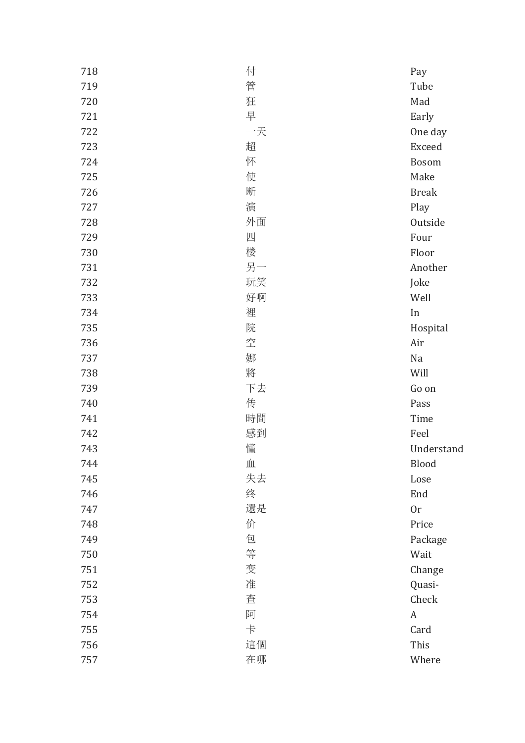| | | |
|---|---|---|
| 718 | 付 | Pay |
| 719 | 管 | Tube |
| 720 | 狂 | Mad |
| 721 | 早 | Early |
| 722 | 一天 | One day |
| 723 | 超 | Exceed |
| 724 | 怀 | Bosom |
| 725 | 使 | Make |
| 726 | 断 | Break |
| 727 | 演 | Play |
| 728 | 外面 | Outside |
| 729 | 四 | Four |
| 730 | 楼 | Floor |
| 731 | 另一 | Another |
| 732 | 玩笑 | Joke |
| 733 | 好啊 | Well |
| 734 | 裡 | In |
| 735 | 院 | Hospital |
| 736 | 空 | Air |
| 737 | 娜 | Na |
| 738 | 將 | Will |
| 739 | 下去 | Go on |
| 740 | 传 | Pass |
| 741 | 時間 | Time |
| 742 | 感到 | Feel |
| 743 | 懂 | Understand |
| 744 | 血 | Blood |
| 745 | 失去 | Lose |
| 746 | 终 | End |
| 747 | 還是 | Or |
| 748 | 价 | Price |
| 749 | 包 | Package |
| 750 | 等 | Wait |
| 751 | 变 | Change |
| 752 | 准 | Quasi- |
| 753 | 查 | Check |
| 754 | 阿 | A |
| 755 | 卡 | Card |
| 756 | 這個 | This |
| 757 | 在哪 | Where |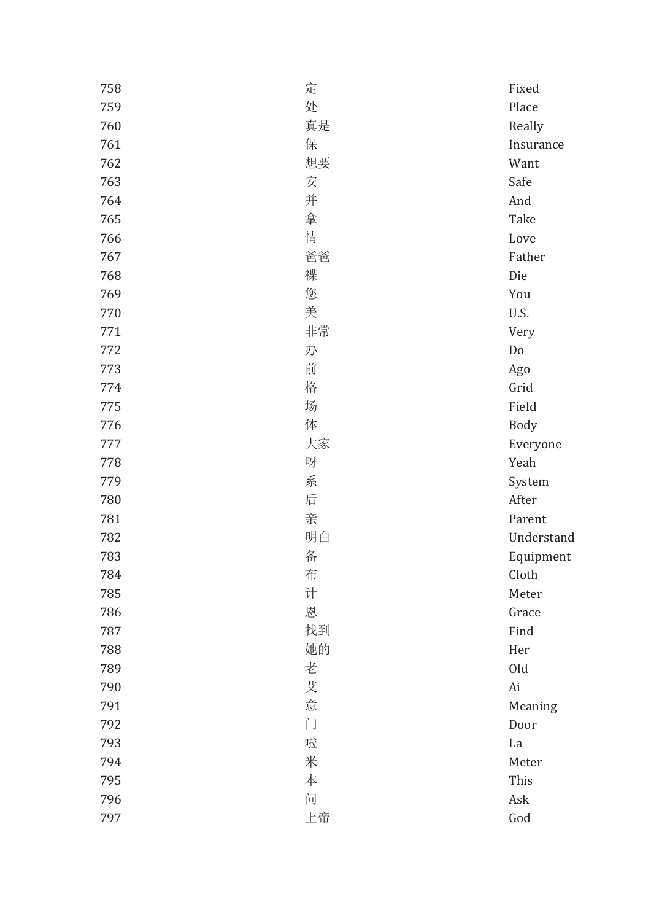| | | |
|---|---|---|
| 758 | 定 | Fixed |
| 759 | 处 | Place |
| 760 | 真是 | Really |
| 761 | 保 | Insurance |
| 762 | 想要 | Want |
| 763 | 安 | Safe |
| 764 | 并 | And |
| 765 | 拿 | Take |
| 766 | 情 | Love |
| 767 | 爸爸 | Father |
| 768 | 褋 | Die |
| 769 | 您 | You |
| 770 | 美 | U.S. |
| 771 | 非常 | Very |
| 772 | 办 | Do |
| 773 | 前 | Ago |
| 774 | 格 | Grid |
| 775 | 场 | Field |
| 776 | 体 | Body |
| 777 | 大家 | Everyone |
| 778 | 呀 | Yeah |
| 779 | 系 | System |
| 780 | 后 | After |
| 781 | 亲 | Parent |
| 782 | 明白 | Understand |
| 783 | 备 | Equipment |
| 784 | 布 | Cloth |
| 785 | 计 | Meter |
| 786 | 恩 | Grace |
| 787 | 找到 | Find |
| 788 | 她的 | Her |
| 789 | 老 | Old |
| 790 | 艾 | Ai |
| 791 | 意 | Meaning |
| 792 | 门 | Door |
| 793 | 啦 | La |
| 794 | 米 | Meter |
| 795 | 本 | This |
| 796 | 问 | Ask |
| 797 | 上帝 | God |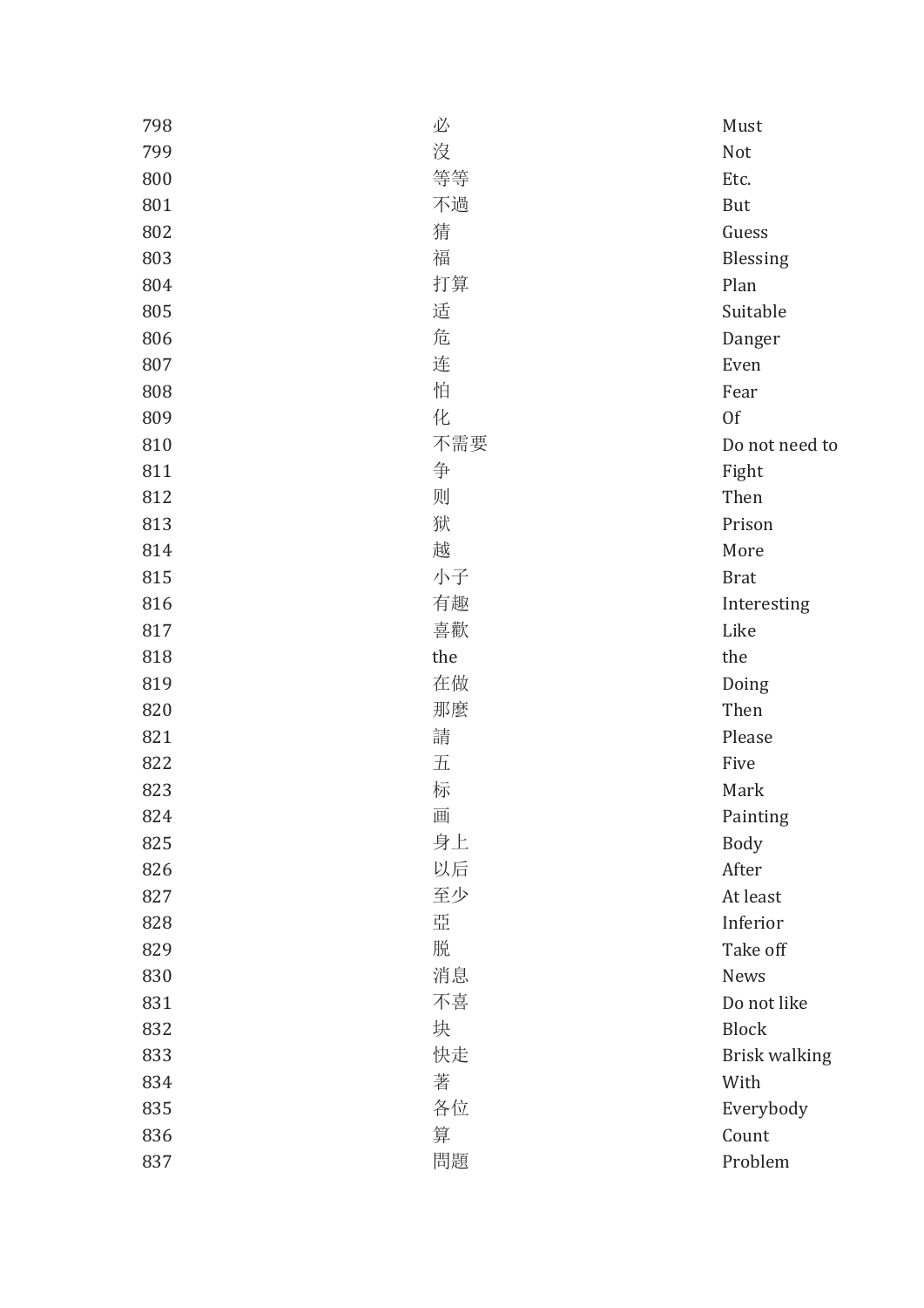| | | |
|---|---|---|
| 798 | 必 | Must |
| 799 | 沒 | Not |
| 800 | 等等 | Etc. |
| 801 | 不過 | But |
| 802 | 猜 | Guess |
| 803 | 福 | Blessing |
| 804 | 打算 | Plan |
| 805 | 适 | Suitable |
| 806 | 危 | Danger |
| 807 | 连 | Even |
| 808 | 怕 | Fear |
| 809 | 化 | Of |
| 810 | 不需要 | Do not need to |
| 811 | 争 | Fight |
| 812 | 则 | Then |
| 813 | 狱 | Prison |
| 814 | 越 | More |
| 815 | 小子 | Brat |
| 816 | 有趣 | Interesting |
| 817 | 喜歡 | Like |
| 818 | the | the |
| 819 | 在做 | Doing |
| 820 | 那麼 | Then |
| 821 | 請 | Please |
| 822 | 五 | Five |
| 823 | 标 | Mark |
| 824 | 画 | Painting |
| 825 | 身上 | Body |
| 826 | 以后 | After |
| 827 | 至少 | At least |
| 828 | 亞 | Inferior |
| 829 | 脱 | Take off |
| 830 | 消息 | News |
| 831 | 不喜 | Do not like |
| 832 | 块 | Block |
| 833 | 快走 | Brisk walking |
| 834 | 著 | With |
| 835 | 各位 | Everybody |
| 836 | 算 | Count |
| 837 | 問題 | Problem |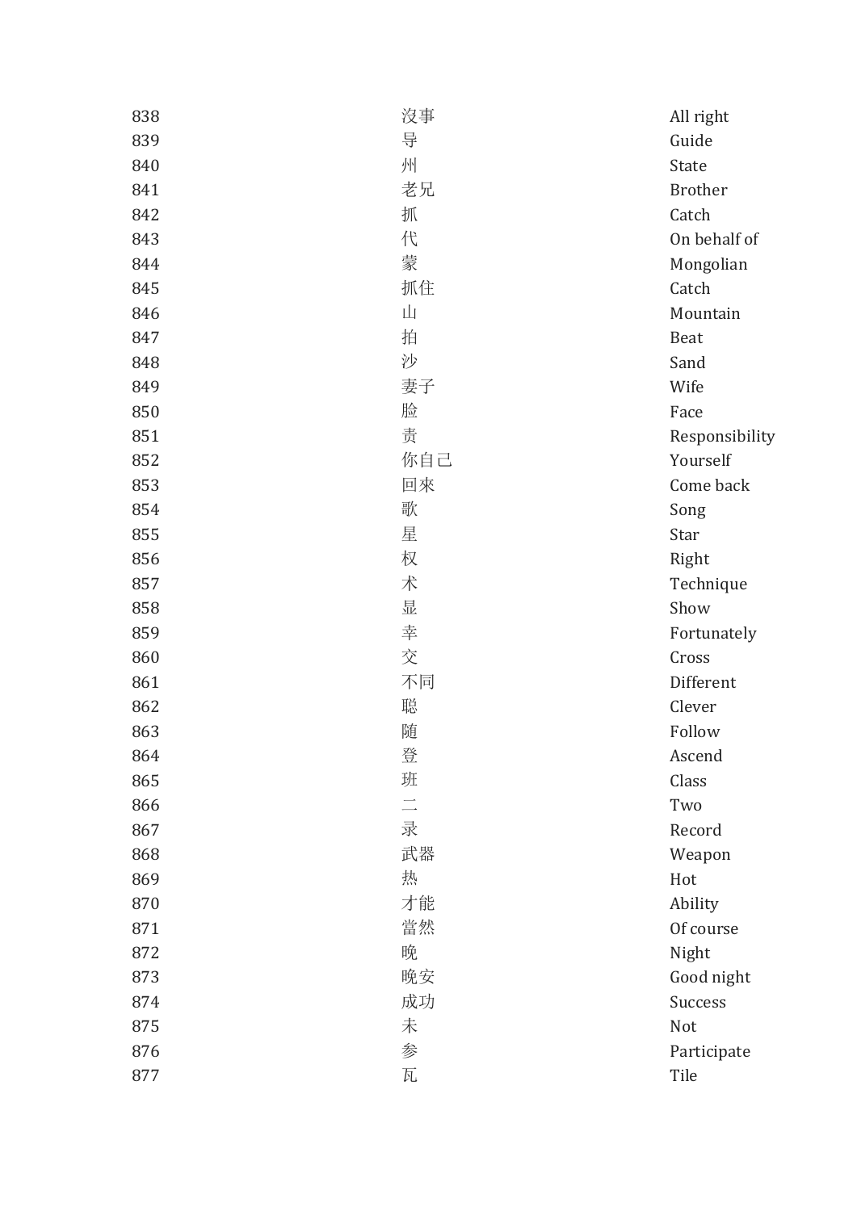| | | |
|---|---|---|
| 838 | 沒事 | All right |
| 839 | 导 | Guide |
| 840 | 州 | State |
| 841 | 老兄 | Brother |
| 842 | 抓 | Catch |
| 843 | 代 | On behalf of |
| 844 | 蒙 | Mongolian |
| 845 | 抓住 | Catch |
| 846 | 山 | Mountain |
| 847 | 拍 | Beat |
| 848 | 沙 | Sand |
| 849 | 妻子 | Wife |
| 850 | 脸 | Face |
| 851 | 责 | Responsibility |
| 852 | 你自己 | Yourself |
| 853 | 回來 | Come back |
| 854 | 歌 | Song |
| 855 | 星 | Star |
| 856 | 权 | Right |
| 857 | 术 | Technique |
| 858 | 显 | Show |
| 859 | 幸 | Fortunately |
| 860 | 交 | Cross |
| 861 | 不同 | Different |
| 862 | 聪 | Clever |
| 863 | 随 | Follow |
| 864 | 登 | Ascend |
| 865 | 班 | Class |
| 866 | 二 | Two |
| 867 | 录 | Record |
| 868 | 武器 | Weapon |
| 869 | 热 | Hot |
| 870 | 才能 | Ability |
| 871 | 當然 | Of course |
| 872 | 晚 | Night |
| 873 | 晚安 | Good night |
| 874 | 成功 | Success |
| 875 | 未 | Not |
| 876 | 参 | Participate |
| 877 | 瓦 | Tile |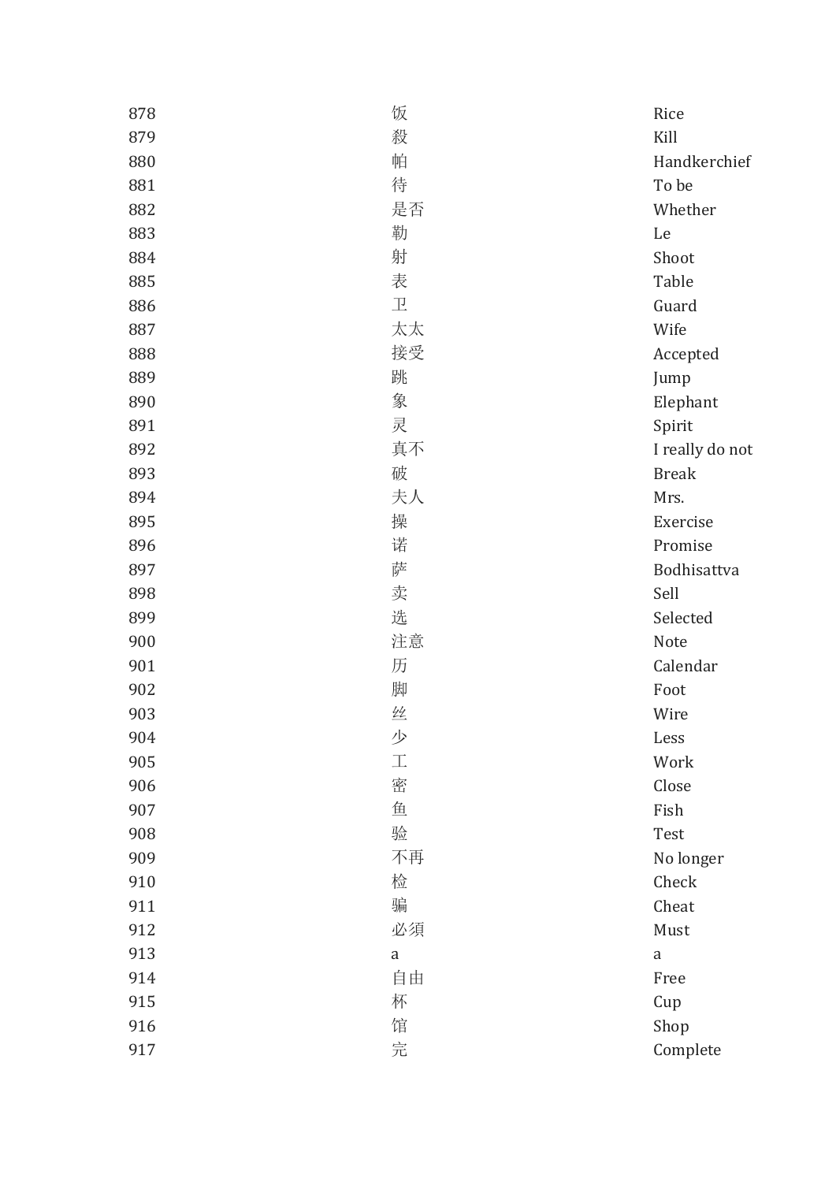| | | |
|---|---|---|
| 878 | 饭 | Rice |
| 879 | 殺 | Kill |
| 880 | 帕 | Handkerchief |
| 881 | 待 | To be |
| 882 | 是否 | Whether |
| 883 | 勒 | Le |
| 884 | 射 | Shoot |
| 885 | 表 | Table |
| 886 | 卫 | Guard |
| 887 | 太太 | Wife |
| 888 | 接受 | Accepted |
| 889 | 跳 | Jump |
| 890 | 象 | Elephant |
| 891 | 灵 | Spirit |
| 892 | 真不 | I really do not |
| 893 | 破 | Break |
| 894 | 夫人 | Mrs. |
| 895 | 操 | Exercise |
| 896 | 诺 | Promise |
| 897 | 萨 | Bodhisattva |
| 898 | 卖 | Sell |
| 899 | 选 | Selected |
| 900 | 注意 | Note |
| 901 | 历 | Calendar |
| 902 | 脚 | Foot |
| 903 | 丝 | Wire |
| 904 | 少 | Less |
| 905 | 工 | Work |
| 906 | 密 | Close |
| 907 | 鱼 | Fish |
| 908 | 验 | Test |
| 909 | 不再 | No longer |
| 910 | 检 | Check |
| 911 | 骗 | Cheat |
| 912 | 必須 | Must |
| 913 | a | a |
| 914 | 自由 | Free |
| 915 | 杯 | Cup |
| 916 | 馆 | Shop |
| 917 | 完 | Complete |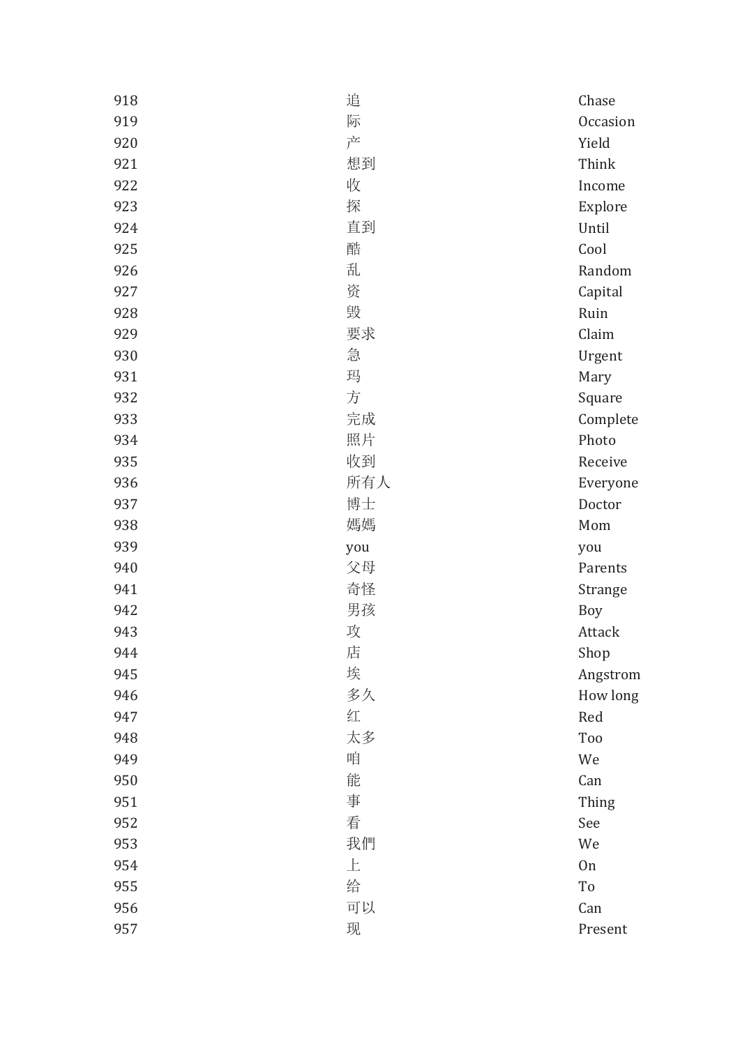| | | |
|---|---|---|
| 918 | 追 | Chase |
| 919 | 际 | Occasion |
| 920 | 产 | Yield |
| 921 | 想到 | Think |
| 922 | 收 | Income |
| 923 | 探 | Explore |
| 924 | 直到 | Until |
| 925 | 酷 | Cool |
| 926 | 乱 | Random |
| 927 | 资 | Capital |
| 928 | 毁 | Ruin |
| 929 | 要求 | Claim |
| 930 | 急 | Urgent |
| 931 | 玛 | Mary |
| 932 | 方 | Square |
| 933 | 完成 | Complete |
| 934 | 照片 | Photo |
| 935 | 收到 | Receive |
| 936 | 所有人 | Everyone |
| 937 | 博士 | Doctor |
| 938 | 媽媽 | Mom |
| 939 | you | you |
| 940 | 父母 | Parents |
| 941 | 奇怪 | Strange |
| 942 | 男孩 | Boy |
| 943 | 攻 | Attack |
| 944 | 店 | Shop |
| 945 | 埃 | Angstrom |
| 946 | 多久 | How long |
| 947 | 红 | Red |
| 948 | 太多 | Too |
| 949 | 咱 | We |
| 950 | 能 | Can |
| 951 | 事 | Thing |
| 952 | 看 | See |
| 953 | 我們 | We |
| 954 | 上 | On |
| 955 | 给 | To |
| 956 | 可以 | Can |
| 957 | 现 | Present |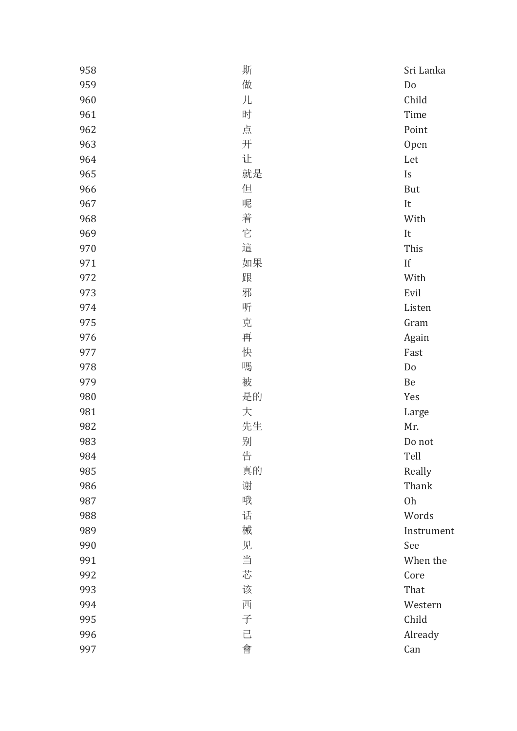| | | |
|---|---|---|
| 958 | 斯 | Sri Lanka |
| 959 | 做 | Do |
| 960 | 儿 | Child |
| 961 | 时 | Time |
| 962 | 点 | Point |
| 963 | 开 | Open |
| 964 | 让 | Let |
| 965 | 就是 | Is |
| 966 | 但 | But |
| 967 | 呢 | It |
| 968 | 着 | With |
| 969 | 它 | It |
| 970 | 這 | This |
| 971 | 如果 | If |
| 972 | 跟 | With |
| 973 | 邪 | Evil |
| 974 | 听 | Listen |
| 975 | 克 | Gram |
| 976 | 再 | Again |
| 977 | 快 | Fast |
| 978 | 嗎 | Do |
| 979 | 被 | Be |
| 980 | 是的 | Yes |
| 981 | 大 | Large |
| 982 | 先生 | Mr. |
| 983 | 别 | Do not |
| 984 | 告 | Tell |
| 985 | 真的 | Really |
| 986 | 谢 | Thank |
| 987 | 哦 | Oh |
| 988 | 话 | Words |
| 989 | 械 | Instrument |
| 990 | 见 | See |
| 991 | 当 | When the |
| 992 | 芯 | Core |
| 993 | 该 | That |
| 994 | 西 | Western |
| 995 | 子 | Child |
| 996 | 已 | Already |
| 997 | 會 | Can |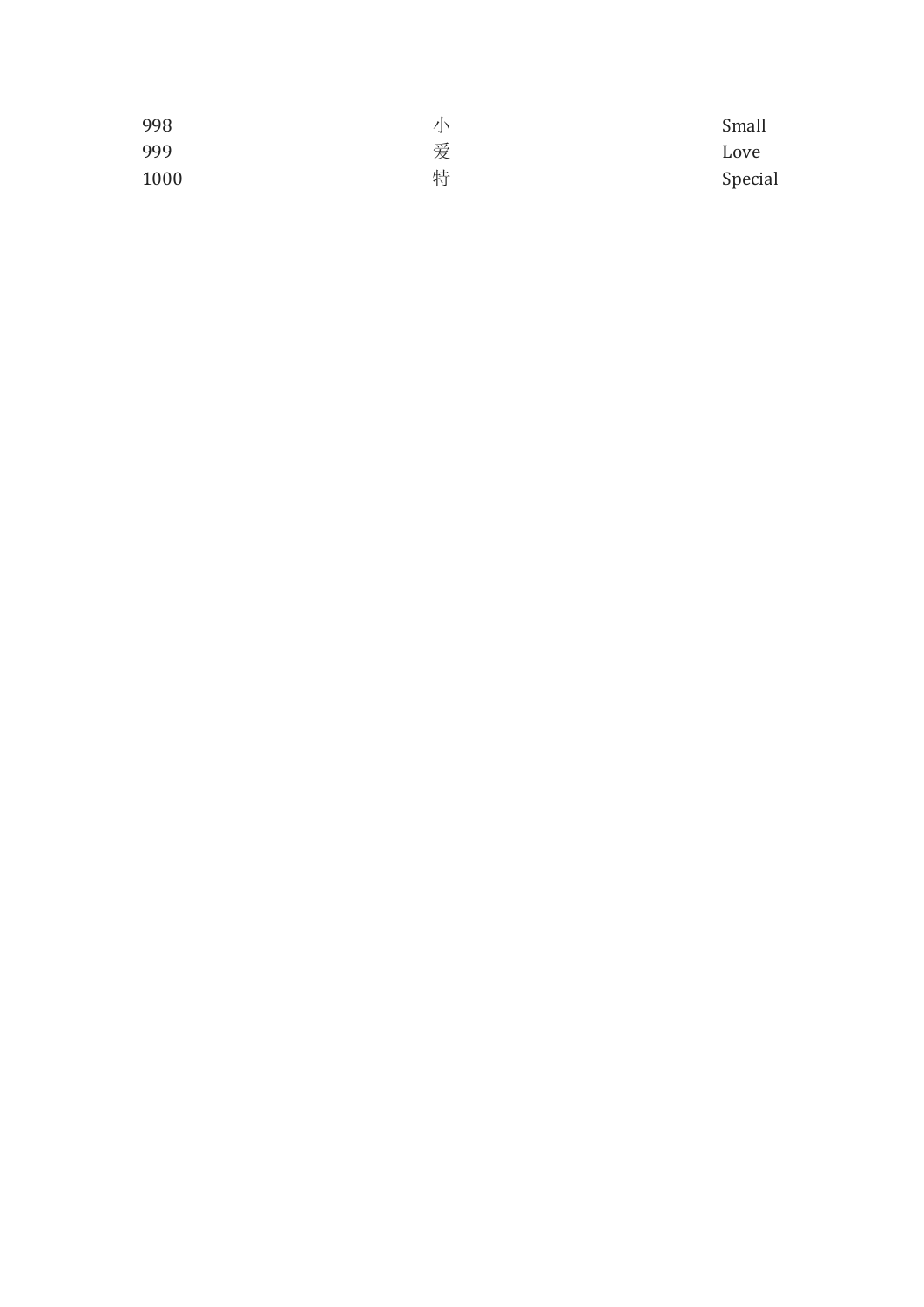| | | |
|---|---|---|
| 998 | 小 | Small |
| 999 | 爱 | Love |
| 1000 | 特 | Special |